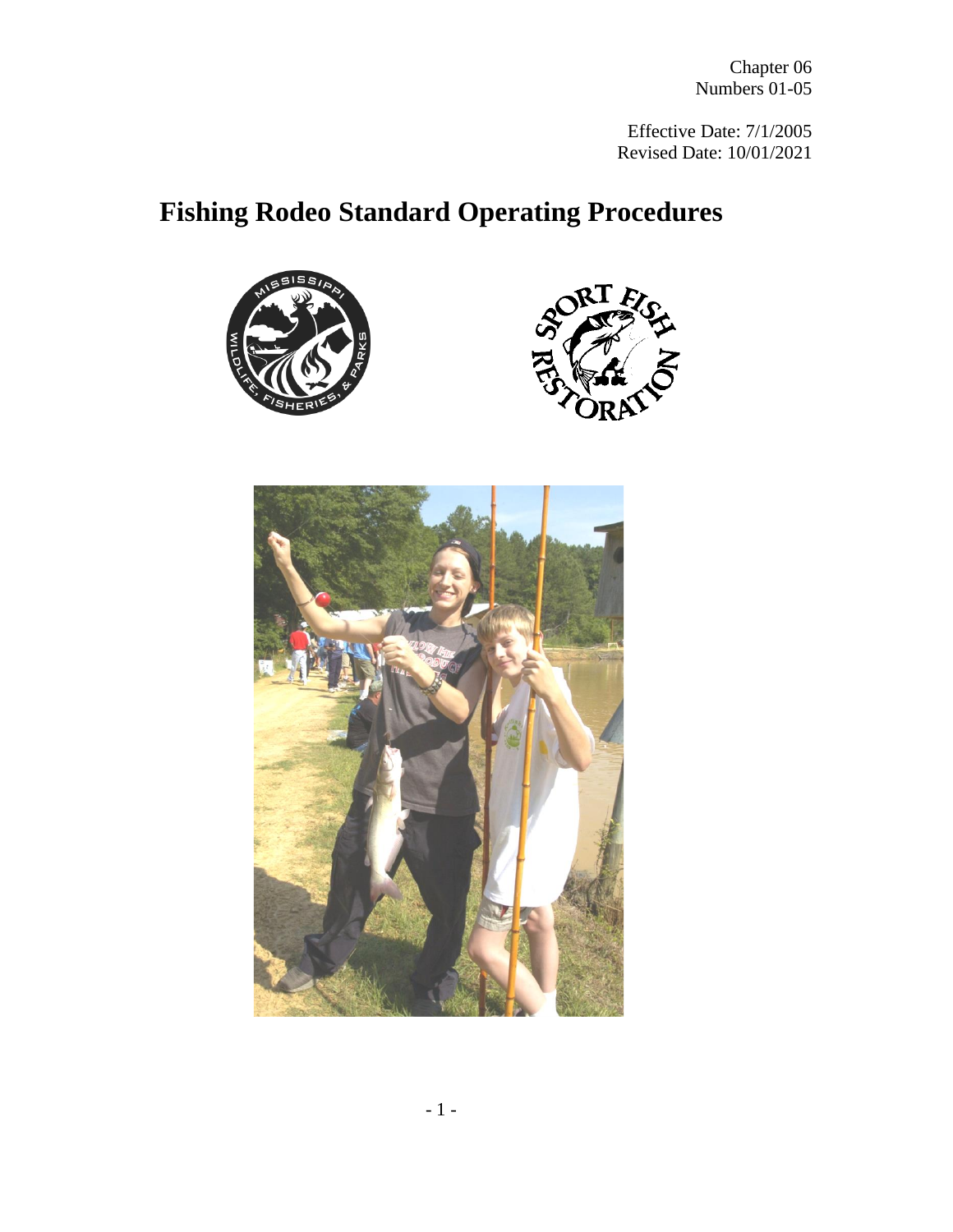Chapter 06
Numbers 01-05

Effective Date: 7/1/2005
Revised Date: 10/01/2021

# Fishing Rodeo Standard Operating Procedures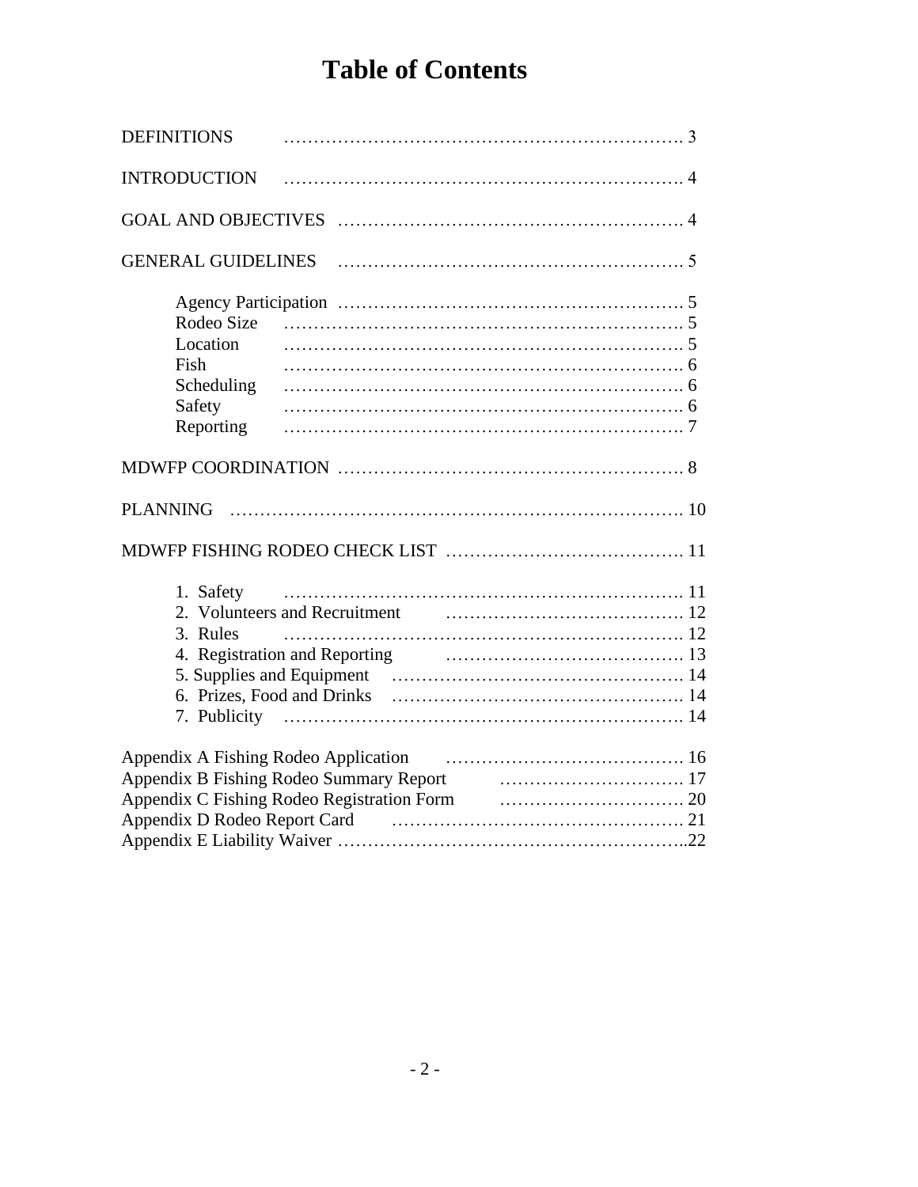# Table of Contents

DEFINITIONS ………………………………………………………. 3

INTRODUCTION ………………………………………………………. 4

GOAL AND OBJECTIVES ………………………………………………. 4

GENERAL GUIDELINES ………………………………………………. 5

- Agency Participation ………………………………………………. 5
- Rodeo Size ………………………………………………………. 5
- Location ………………………………………………………. 5
- Fish ………………………………………………………. 6
- Scheduling ………………………………………………………. 6
- Safety ………………………………………………………. 6
- Reporting ………………………………………………………. 7

MDWFP COORDINATION ………………………………………………. 8

PLANNING ………………………………………………………………. 10

MDWFP FISHING RODEO CHECK LIST ………………………………. 11

1. Safety ………………………………………………………. 11
2. Volunteers and Recruitment ………………………………. 12
3. Rules ………………………………………………………. 12
4. Registration and Reporting ………………………………. 13
5. Supplies and Equipment ……………………………………. 14
6. Prizes, Food and Drinks ……………………………………. 14
7. Publicity ………………………………………………………. 14

Appendix A Fishing Rodeo Application ………………………………. 16
Appendix B Fishing Rodeo Summary Report …………………………. 17
Appendix C Fishing Rodeo Registration Form …………………………. 20
Appendix D Rodeo Report Card ……………………………………. 21
Appendix E Liability Waiver ………………………………………………..22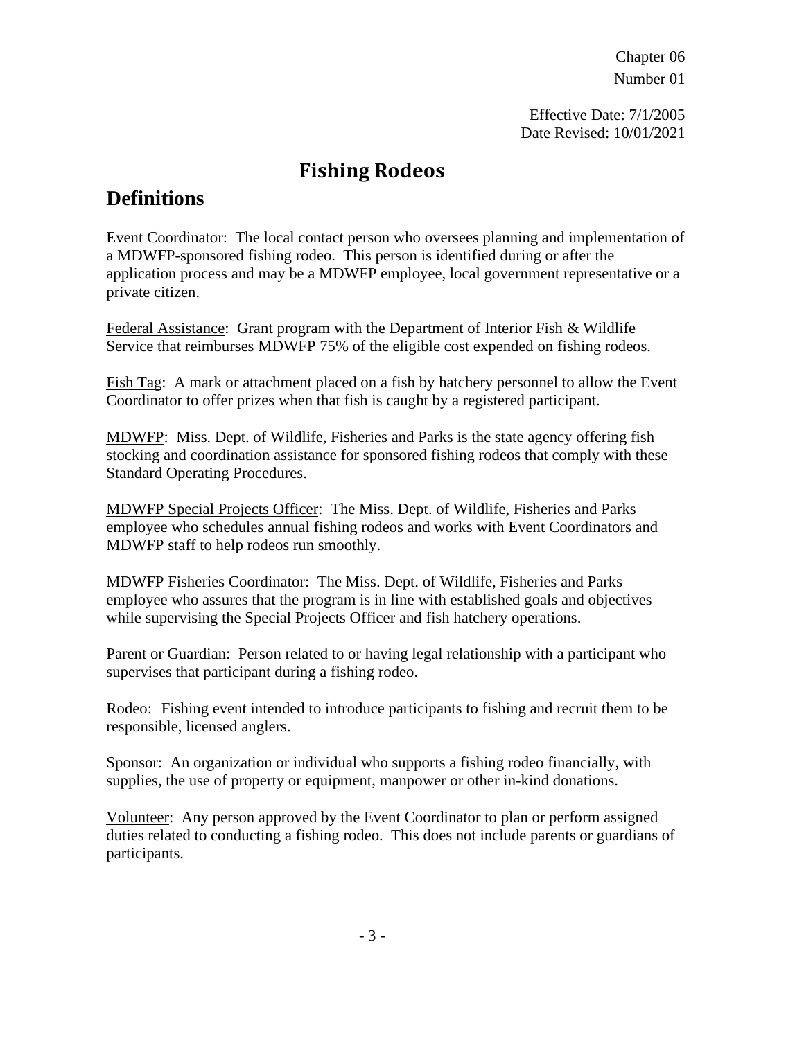Chapter 06
Number 01

Effective Date: 7/1/2005
Date Revised: 10/01/2021

# Fishing Rodeos

## Definitions

Event Coordinator: The local contact person who oversees planning and implementation of a MDWFP-sponsored fishing rodeo. This person is identified during or after the application process and may be a MDWFP employee, local government representative or a private citizen.

Federal Assistance: Grant program with the Department of Interior Fish & Wildlife Service that reimburses MDWFP 75% of the eligible cost expended on fishing rodeos.

Fish Tag: A mark or attachment placed on a fish by hatchery personnel to allow the Event Coordinator to offer prizes when that fish is caught by a registered participant.

MDWFP: Miss. Dept. of Wildlife, Fisheries and Parks is the state agency offering fish stocking and coordination assistance for sponsored fishing rodeos that comply with these Standard Operating Procedures.

MDWFP Special Projects Officer: The Miss. Dept. of Wildlife, Fisheries and Parks employee who schedules annual fishing rodeos and works with Event Coordinators and MDWFP staff to help rodeos run smoothly.

MDWFP Fisheries Coordinator: The Miss. Dept. of Wildlife, Fisheries and Parks employee who assures that the program is in line with established goals and objectives while supervising the Special Projects Officer and fish hatchery operations.

Parent or Guardian: Person related to or having legal relationship with a participant who supervises that participant during a fishing rodeo.

Rodeo: Fishing event intended to introduce participants to fishing and recruit them to be responsible, licensed anglers.

Sponsor: An organization or individual who supports a fishing rodeo financially, with supplies, the use of property or equipment, manpower or other in-kind donations.

Volunteer: Any person approved by the Event Coordinator to plan or perform assigned duties related to conducting a fishing rodeo. This does not include parents or guardians of participants.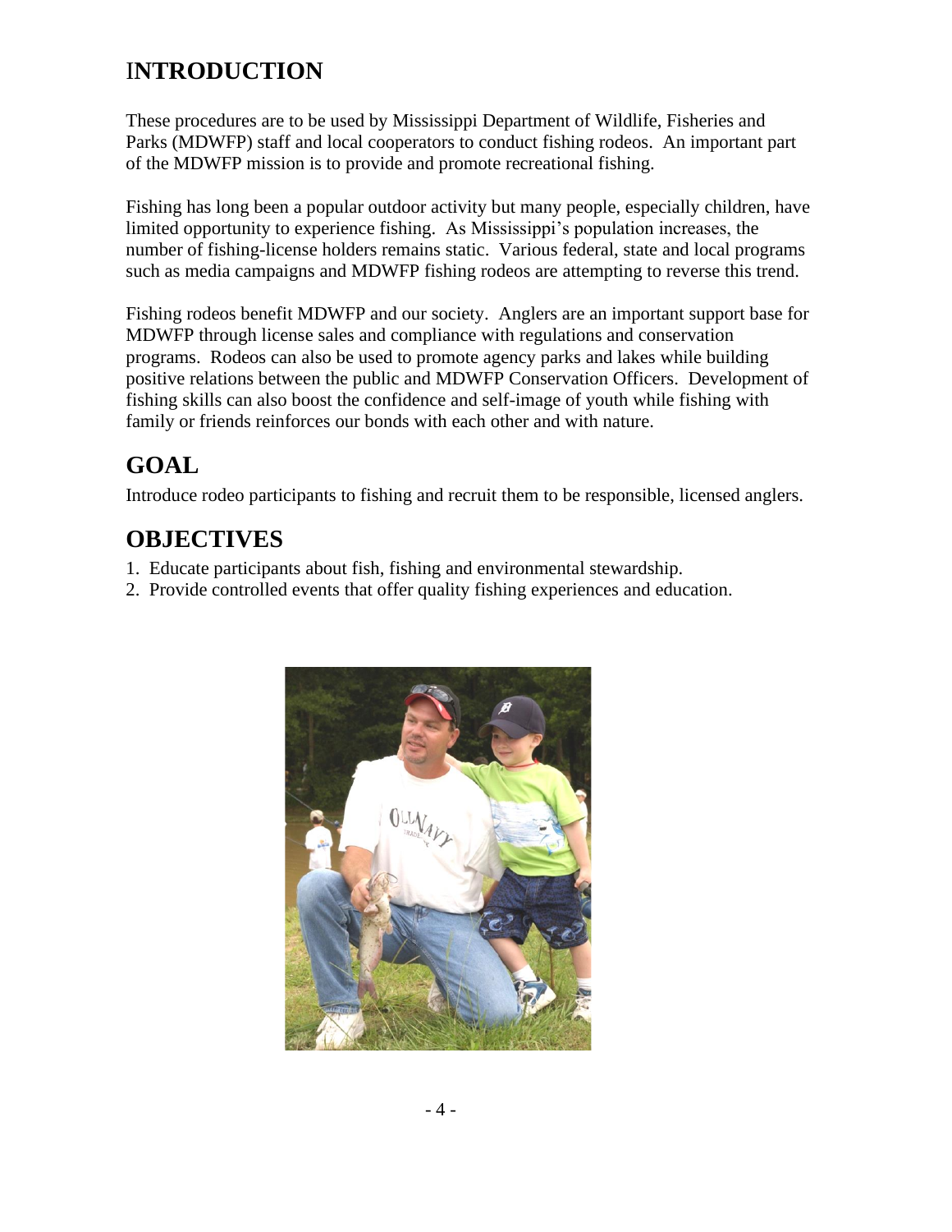# INTRODUCTION

These procedures are to be used by Mississippi Department of Wildlife, Fisheries and Parks (MDWFP) staff and local cooperators to conduct fishing rodeos. An important part of the MDWFP mission is to provide and promote recreational fishing.

Fishing has long been a popular outdoor activity but many people, especially children, have limited opportunity to experience fishing. As Mississippi's population increases, the number of fishing-license holders remains static. Various federal, state and local programs such as media campaigns and MDWFP fishing rodeos are attempting to reverse this trend.

Fishing rodeos benefit MDWFP and our society. Anglers are an important support base for MDWFP through license sales and compliance with regulations and conservation programs. Rodeos can also be used to promote agency parks and lakes while building positive relations between the public and MDWFP Conservation Officers. Development of fishing skills can also boost the confidence and self-image of youth while fishing with family or friends reinforces our bonds with each other and with nature.

## GOAL

Introduce rodeo participants to fishing and recruit them to be responsible, licensed anglers.

## OBJECTIVES

1. Educate participants about fish, fishing and environmental stewardship.
2. Provide controlled events that offer quality fishing experiences and education.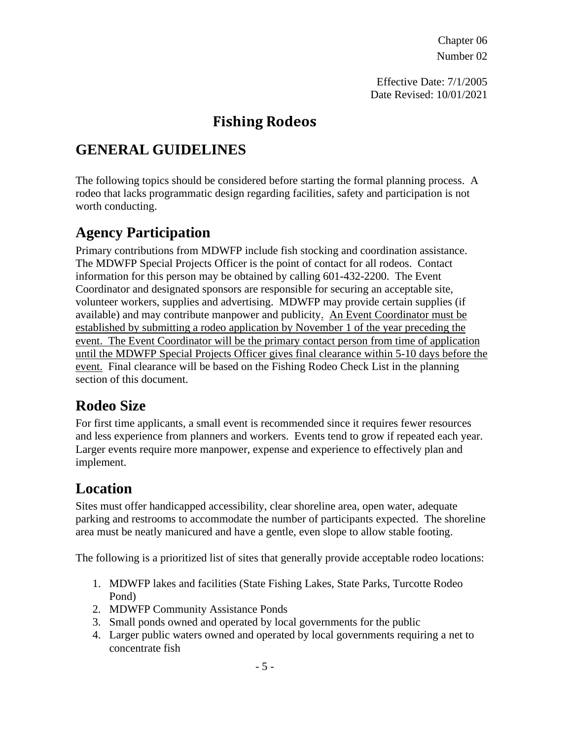Chapter 06
Number 02

Effective Date: 7/1/2005
Date Revised: 10/01/2021

# Fishing Rodeos

## GENERAL GUIDELINES

The following topics should be considered before starting the formal planning process. A rodeo that lacks programmatic design regarding facilities, safety and participation is not worth conducting.

## Agency Participation

Primary contributions from MDWFP include fish stocking and coordination assistance. The MDWFP Special Projects Officer is the point of contact for all rodeos. Contact information for this person may be obtained by calling 601-432-2200. The Event Coordinator and designated sponsors are responsible for securing an acceptable site, volunteer workers, supplies and advertising. MDWFP may provide certain supplies (if available) and may contribute manpower and publicity. <u>An Event Coordinator must be established by submitting a rodeo application by November 1 of the year preceding the event. The Event Coordinator will be the primary contact person from time of application until the MDWFP Special Projects Officer gives final clearance within 5-10 days before the event.</u> Final clearance will be based on the Fishing Rodeo Check List in the planning section of this document.

## Rodeo Size

For first time applicants, a small event is recommended since it requires fewer resources and less experience from planners and workers. Events tend to grow if repeated each year. Larger events require more manpower, expense and experience to effectively plan and implement.

## Location

Sites must offer handicapped accessibility, clear shoreline area, open water, adequate parking and restrooms to accommodate the number of participants expected. The shoreline area must be neatly manicured and have a gentle, even slope to allow stable footing.

The following is a prioritized list of sites that generally provide acceptable rodeo locations:

1. MDWFP lakes and facilities (State Fishing Lakes, State Parks, Turcotte Rodeo Pond)
2. MDWFP Community Assistance Ponds
3. Small ponds owned and operated by local governments for the public
4. Larger public waters owned and operated by local governments requiring a net to concentrate fish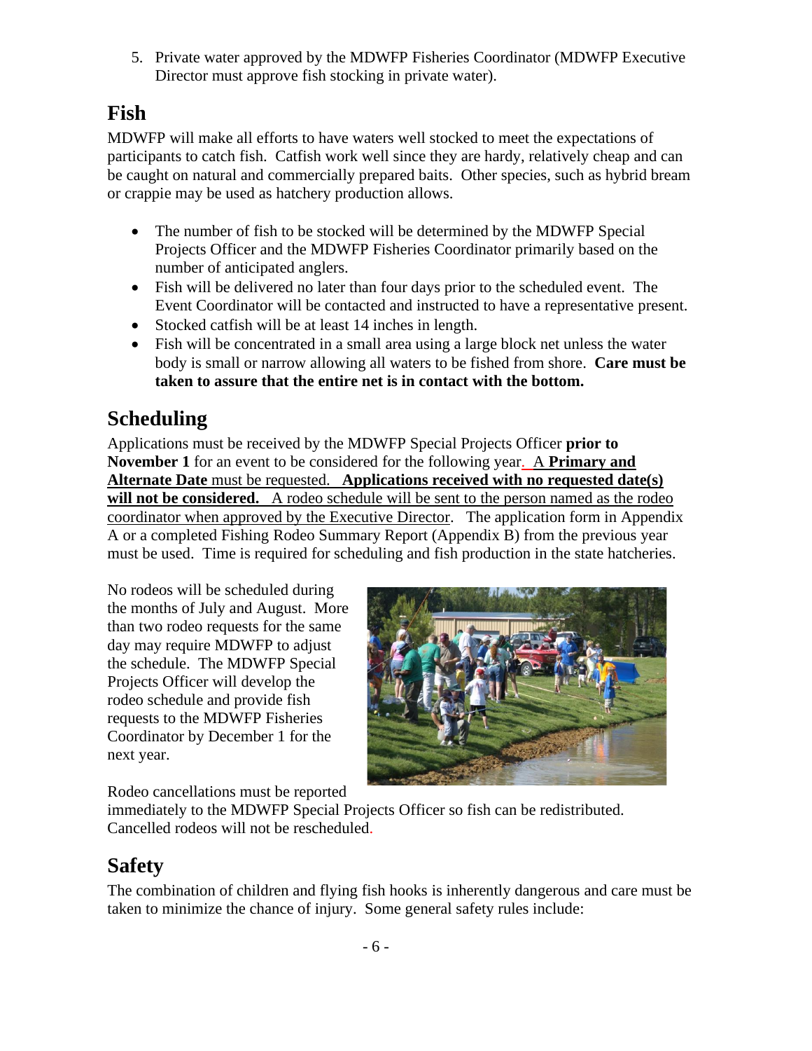5. Private water approved by the MDWFP Fisheries Coordinator (MDWFP Executive Director must approve fish stocking in private water).

## Fish

MDWFP will make all efforts to have waters well stocked to meet the expectations of participants to catch fish. Catfish work well since they are hardy, relatively cheap and can be caught on natural and commercially prepared baits. Other species, such as hybrid bream or crappie may be used as hatchery production allows.

- The number of fish to be stocked will be determined by the MDWFP Special Projects Officer and the MDWFP Fisheries Coordinator primarily based on the number of anticipated anglers.
- Fish will be delivered no later than four days prior to the scheduled event. The Event Coordinator will be contacted and instructed to have a representative present.
- Stocked catfish will be at least 14 inches in length.
- Fish will be concentrated in a small area using a large block net unless the water body is small or narrow allowing all waters to be fished from shore. **Care must be taken to assure that the entire net is in contact with the bottom.**

## Scheduling

Applications must be received by the MDWFP Special Projects Officer **prior to November 1** for an event to be considered for the following year. A **Primary and Alternate Date** must be requested. **Applications received with no requested date(s) will not be considered.** A rodeo schedule will be sent to the person named as the rodeo coordinator when approved by the Executive Director. The application form in Appendix A or a completed Fishing Rodeo Summary Report (Appendix B) from the previous year must be used. Time is required for scheduling and fish production in the state hatcheries.

No rodeos will be scheduled during the months of July and August. More than two rodeo requests for the same day may require MDWFP to adjust the schedule. The MDWFP Special Projects Officer will develop the rodeo schedule and provide fish requests to the MDWFP Fisheries Coordinator by December 1 for the next year.

Rodeo cancellations must be reported immediately to the MDWFP Special Projects Officer so fish can be redistributed. Cancelled rodeos will not be rescheduled.

## Safety

The combination of children and flying fish hooks is inherently dangerous and care must be taken to minimize the chance of injury. Some general safety rules include: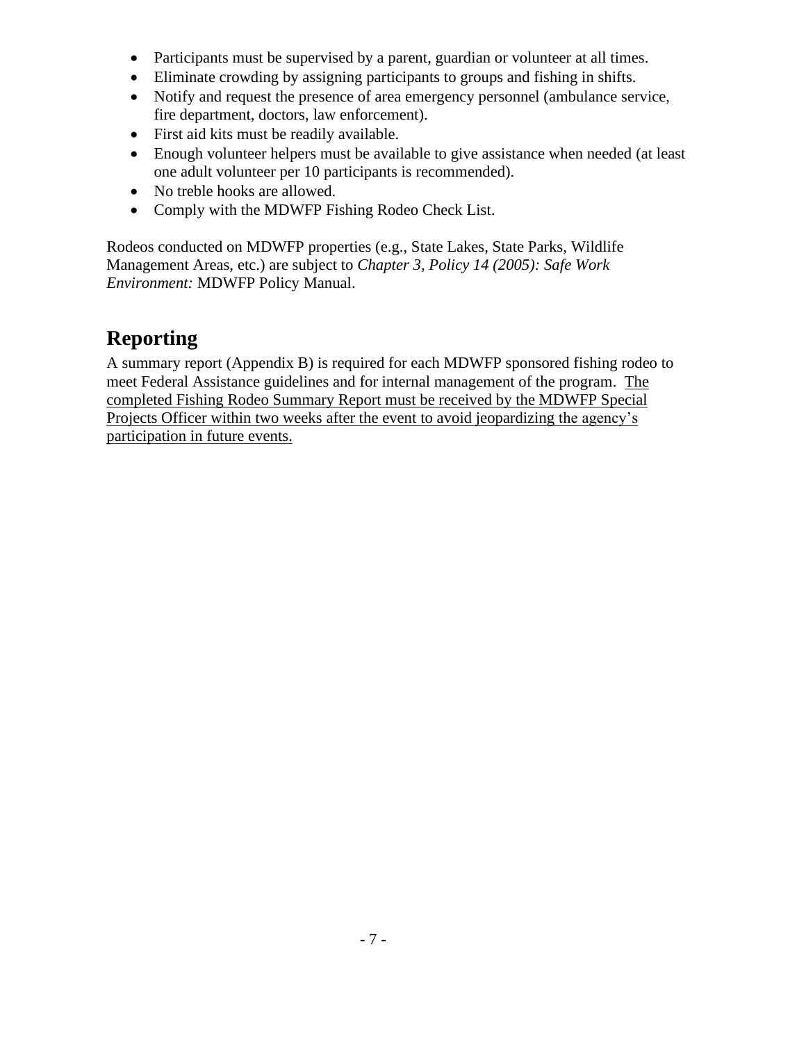- Participants must be supervised by a parent, guardian or volunteer at all times.
- Eliminate crowding by assigning participants to groups and fishing in shifts.
- Notify and request the presence of area emergency personnel (ambulance service, fire department, doctors, law enforcement).
- First aid kits must be readily available.
- Enough volunteer helpers must be available to give assistance when needed (at least one adult volunteer per 10 participants is recommended).
- No treble hooks are allowed.
- Comply with the MDWFP Fishing Rodeo Check List.

Rodeos conducted on MDWFP properties (e.g., State Lakes, State Parks, Wildlife Management Areas, etc.) are subject to *Chapter 3, Policy 14 (2005): Safe Work Environment:* MDWFP Policy Manual.

## Reporting

A summary report (Appendix B) is required for each MDWFP sponsored fishing rodeo to meet Federal Assistance guidelines and for internal management of the program. <u>The completed Fishing Rodeo Summary Report must be received by the MDWFP Special Projects Officer within two weeks after the event to avoid jeopardizing the agency's participation in future events.</u>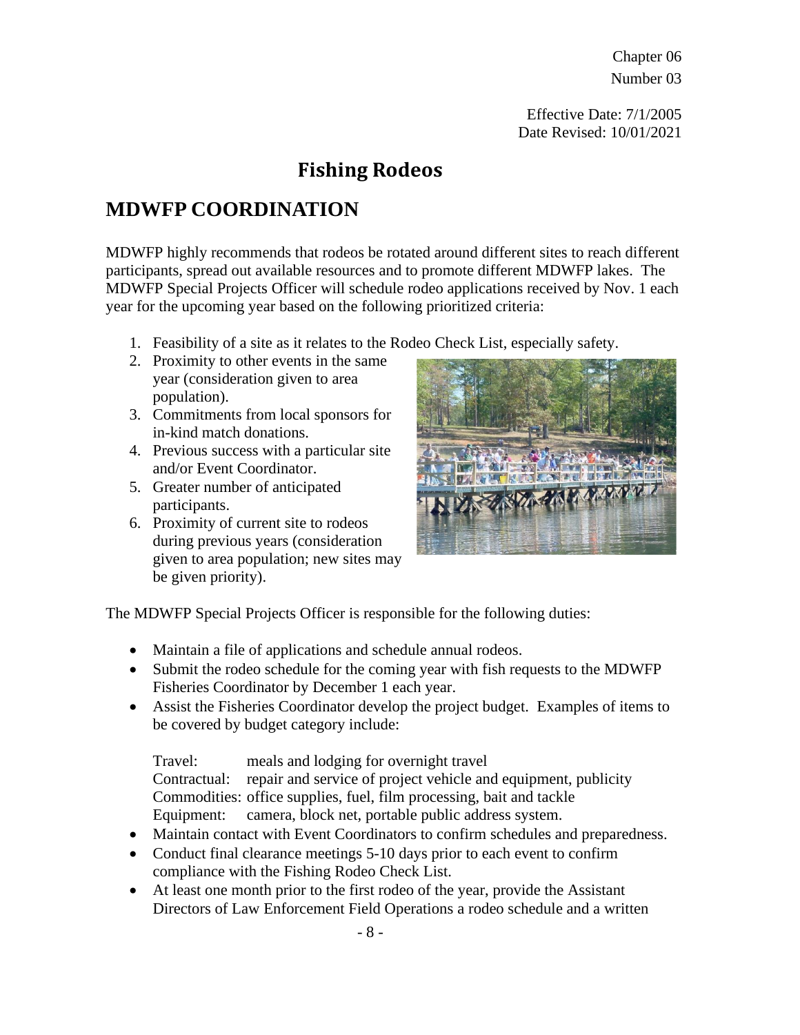Chapter 06
Number 03

Effective Date: 7/1/2005
Date Revised: 10/01/2021

# Fishing Rodeos

## MDWFP COORDINATION

MDWFP highly recommends that rodeos be rotated around different sites to reach different participants, spread out available resources and to promote different MDWFP lakes. The MDWFP Special Projects Officer will schedule rodeo applications received by Nov. 1 each year for the upcoming year based on the following prioritized criteria:

1. Feasibility of a site as it relates to the Rodeo Check List, especially safety.
2. Proximity to other events in the same year (consideration given to area population).
3. Commitments from local sponsors for in-kind match donations.
4. Previous success with a particular site and/or Event Coordinator.
5. Greater number of anticipated participants.
6. Proximity of current site to rodeos during previous years (consideration given to area population; new sites may be given priority).

The MDWFP Special Projects Officer is responsible for the following duties:

- Maintain a file of applications and schedule annual rodeos.
- Submit the rodeo schedule for the coming year with fish requests to the MDWFP Fisheries Coordinator by December 1 each year.
- Assist the Fisheries Coordinator develop the project budget. Examples of items to be covered by budget category include:

  Travel: meals and lodging for overnight travel
  Contractual: repair and service of project vehicle and equipment, publicity
  Commodities: office supplies, fuel, film processing, bait and tackle
  Equipment: camera, block net, portable public address system.
- Maintain contact with Event Coordinators to confirm schedules and preparedness.
- Conduct final clearance meetings 5-10 days prior to each event to confirm compliance with the Fishing Rodeo Check List.
- At least one month prior to the first rodeo of the year, provide the Assistant Directors of Law Enforcement Field Operations a rodeo schedule and a written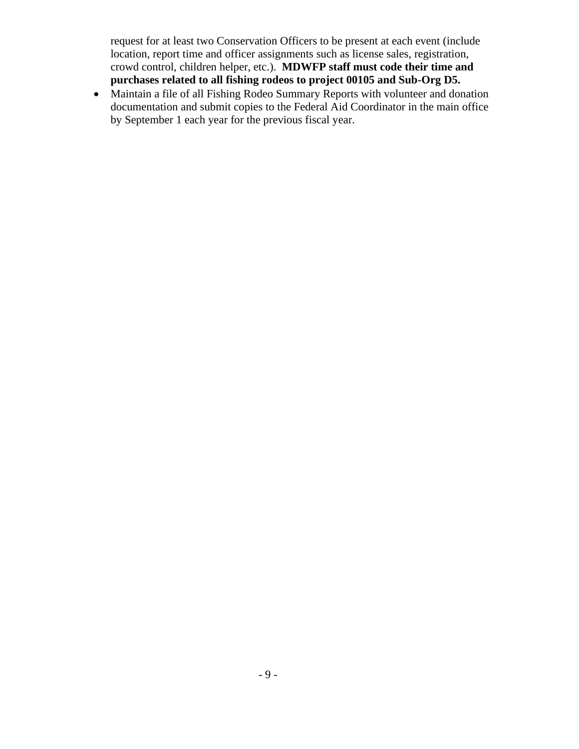request for at least two Conservation Officers to be present at each event (include location, report time and officer assignments such as license sales, registration, crowd control, children helper, etc.). **MDWFP staff must code their time and purchases related to all fishing rodeos to project 00105 and Sub-Org D5.**

- Maintain a file of all Fishing Rodeo Summary Reports with volunteer and donation documentation and submit copies to the Federal Aid Coordinator in the main office by September 1 each year for the previous fiscal year.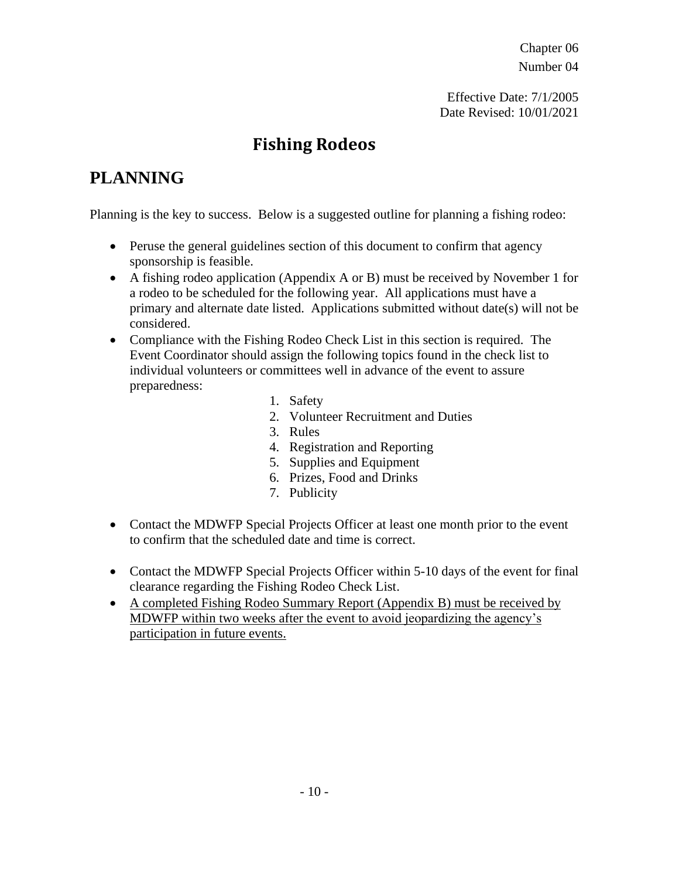Chapter 06

Number 04

Effective Date: 7/1/2005

Date Revised: 10/01/2021

# Fishing Rodeos

## PLANNING

Planning is the key to success. Below is a suggested outline for planning a fishing rodeo:

- Peruse the general guidelines section of this document to confirm that agency sponsorship is feasible.
- A fishing rodeo application (Appendix A or B) must be received by November 1 for a rodeo to be scheduled for the following year. All applications must have a primary and alternate date listed. Applications submitted without date(s) will not be considered.
- Compliance with the Fishing Rodeo Check List in this section is required. The Event Coordinator should assign the following topics found in the check list to individual volunteers or committees well in advance of the event to assure preparedness:
    1. Safety
    2. Volunteer Recruitment and Duties
    3. Rules
    4. Registration and Reporting
    5. Supplies and Equipment
    6. Prizes, Food and Drinks
    7. Publicity
- Contact the MDWFP Special Projects Officer at least one month prior to the event to confirm that the scheduled date and time is correct.
- Contact the MDWFP Special Projects Officer within 5-10 days of the event for final clearance regarding the Fishing Rodeo Check List.
- <u>A completed Fishing Rodeo Summary Report (Appendix B) must be received by MDWFP within two weeks after the event to avoid jeopardizing the agency's participation in future events.</u>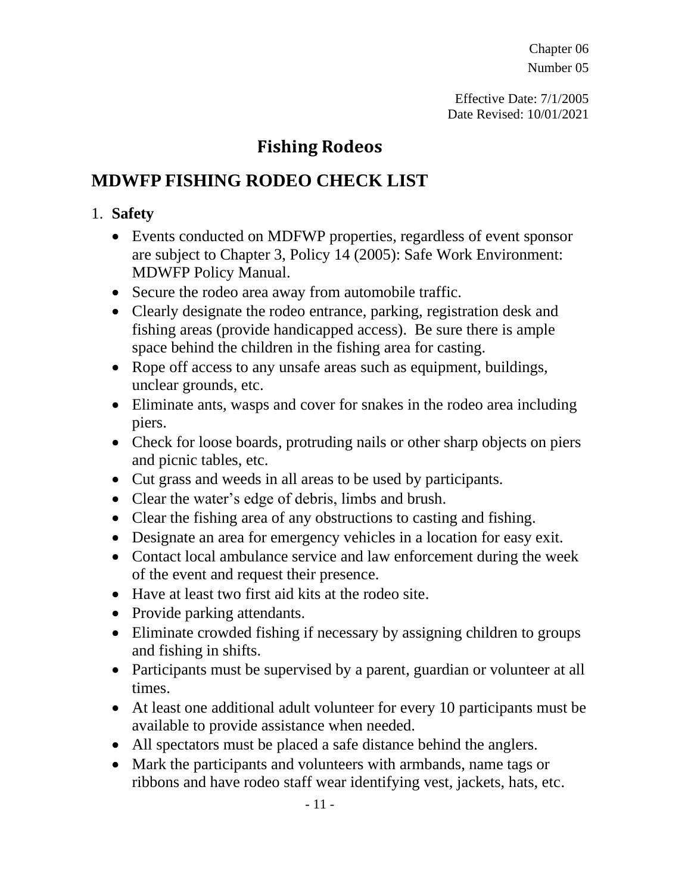Chapter 06

Number 05

Effective Date: 7/1/2005

Date Revised: 10/01/2021

# Fishing Rodeos

## MDWFP FISHING RODEO CHECK LIST

1. **Safety**
   - Events conducted on MDFWP properties, regardless of event sponsor are subject to Chapter 3, Policy 14 (2005): Safe Work Environment: MDWFP Policy Manual.
   - Secure the rodeo area away from automobile traffic.
   - Clearly designate the rodeo entrance, parking, registration desk and fishing areas (provide handicapped access). Be sure there is ample space behind the children in the fishing area for casting.
   - Rope off access to any unsafe areas such as equipment, buildings, unclear grounds, etc.
   - Eliminate ants, wasps and cover for snakes in the rodeo area including piers.
   - Check for loose boards, protruding nails or other sharp objects on piers and picnic tables, etc.
   - Cut grass and weeds in all areas to be used by participants.
   - Clear the water's edge of debris, limbs and brush.
   - Clear the fishing area of any obstructions to casting and fishing.
   - Designate an area for emergency vehicles in a location for easy exit.
   - Contact local ambulance service and law enforcement during the week of the event and request their presence.
   - Have at least two first aid kits at the rodeo site.
   - Provide parking attendants.
   - Eliminate crowded fishing if necessary by assigning children to groups and fishing in shifts.
   - Participants must be supervised by a parent, guardian or volunteer at all times.
   - At least one additional adult volunteer for every 10 participants must be available to provide assistance when needed.
   - All spectators must be placed a safe distance behind the anglers.
   - Mark the participants and volunteers with armbands, name tags or ribbons and have rodeo staff wear identifying vest, jackets, hats, etc.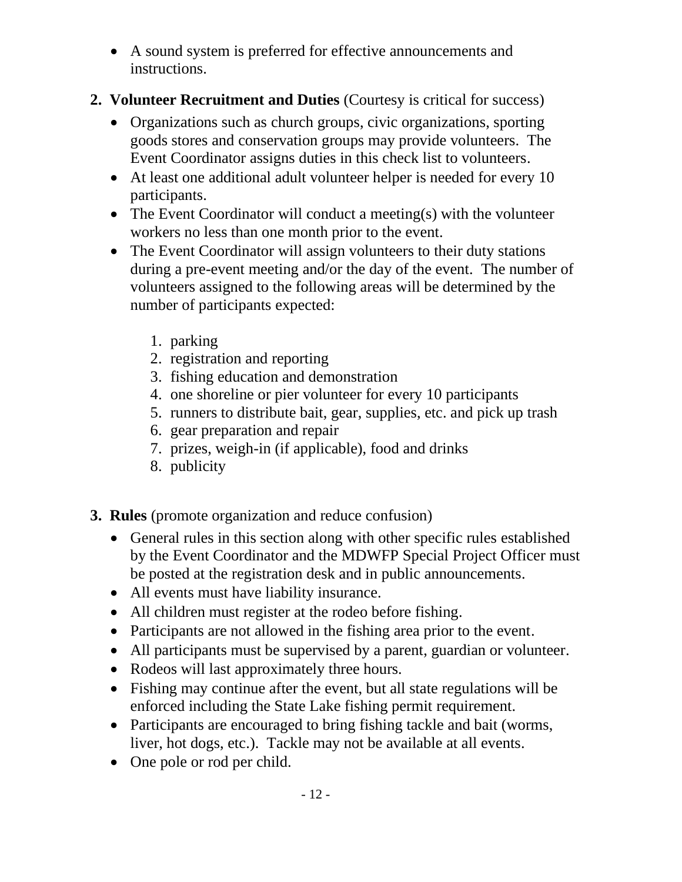- A sound system is preferred for effective announcements and instructions.

2. **Volunteer Recruitment and Duties** (Courtesy is critical for success)
   - Organizations such as church groups, civic organizations, sporting goods stores and conservation groups may provide volunteers. The Event Coordinator assigns duties in this check list to volunteers.
   - At least one additional adult volunteer helper is needed for every 10 participants.
   - The Event Coordinator will conduct a meeting(s) with the volunteer workers no less than one month prior to the event.
   - The Event Coordinator will assign volunteers to their duty stations during a pre-event meeting and/or the day of the event. The number of volunteers assigned to the following areas will be determined by the number of participants expected:

     1. parking
     2. registration and reporting
     3. fishing education and demonstration
     4. one shoreline or pier volunteer for every 10 participants
     5. runners to distribute bait, gear, supplies, etc. and pick up trash
     6. gear preparation and repair
     7. prizes, weigh-in (if applicable), food and drinks
     8. publicity

3. **Rules** (promote organization and reduce confusion)
   - General rules in this section along with other specific rules established by the Event Coordinator and the MDWFP Special Project Officer must be posted at the registration desk and in public announcements.
   - All events must have liability insurance.
   - All children must register at the rodeo before fishing.
   - Participants are not allowed in the fishing area prior to the event.
   - All participants must be supervised by a parent, guardian or volunteer.
   - Rodeos will last approximately three hours.
   - Fishing may continue after the event, but all state regulations will be enforced including the State Lake fishing permit requirement.
   - Participants are encouraged to bring fishing tackle and bait (worms, liver, hot dogs, etc.). Tackle may not be available at all events.
   - One pole or rod per child.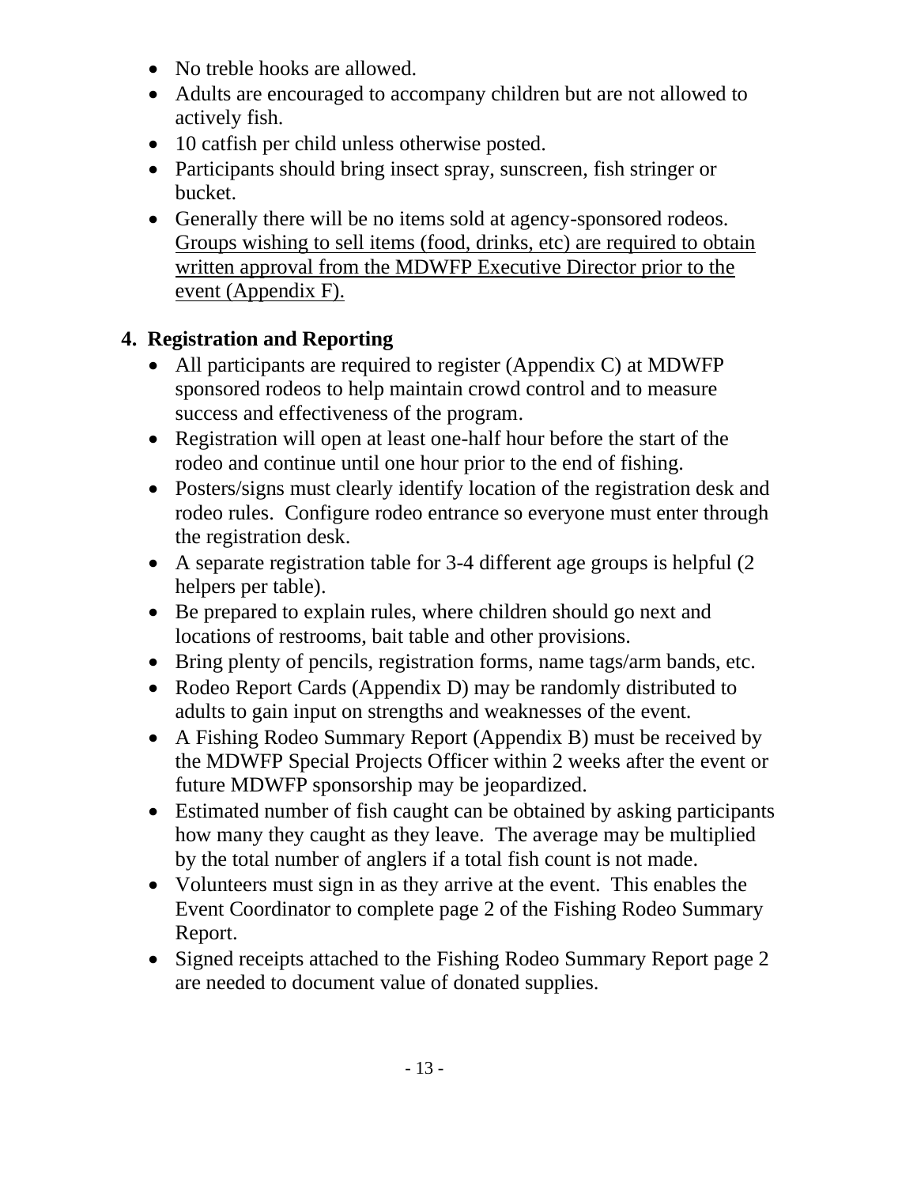- No treble hooks are allowed.
- Adults are encouraged to accompany children but are not allowed to actively fish.
- 10 catfish per child unless otherwise posted.
- Participants should bring insect spray, sunscreen, fish stringer or bucket.
- Generally there will be no items sold at agency-sponsored rodeos. <u>Groups wishing to sell items (food, drinks, etc) are required to obtain written approval from the MDWFP Executive Director prior to the event (Appendix F).</u>

## 4. Registration and Reporting

- All participants are required to register (Appendix C) at MDWFP sponsored rodeos to help maintain crowd control and to measure success and effectiveness of the program.
- Registration will open at least one-half hour before the start of the rodeo and continue until one hour prior to the end of fishing.
- Posters/signs must clearly identify location of the registration desk and rodeo rules. Configure rodeo entrance so everyone must enter through the registration desk.
- A separate registration table for 3-4 different age groups is helpful (2 helpers per table).
- Be prepared to explain rules, where children should go next and locations of restrooms, bait table and other provisions.
- Bring plenty of pencils, registration forms, name tags/arm bands, etc.
- Rodeo Report Cards (Appendix D) may be randomly distributed to adults to gain input on strengths and weaknesses of the event.
- A Fishing Rodeo Summary Report (Appendix B) must be received by the MDWFP Special Projects Officer within 2 weeks after the event or future MDWFP sponsorship may be jeopardized.
- Estimated number of fish caught can be obtained by asking participants how many they caught as they leave. The average may be multiplied by the total number of anglers if a total fish count is not made.
- Volunteers must sign in as they arrive at the event. This enables the Event Coordinator to complete page 2 of the Fishing Rodeo Summary Report.
- Signed receipts attached to the Fishing Rodeo Summary Report page 2 are needed to document value of donated supplies.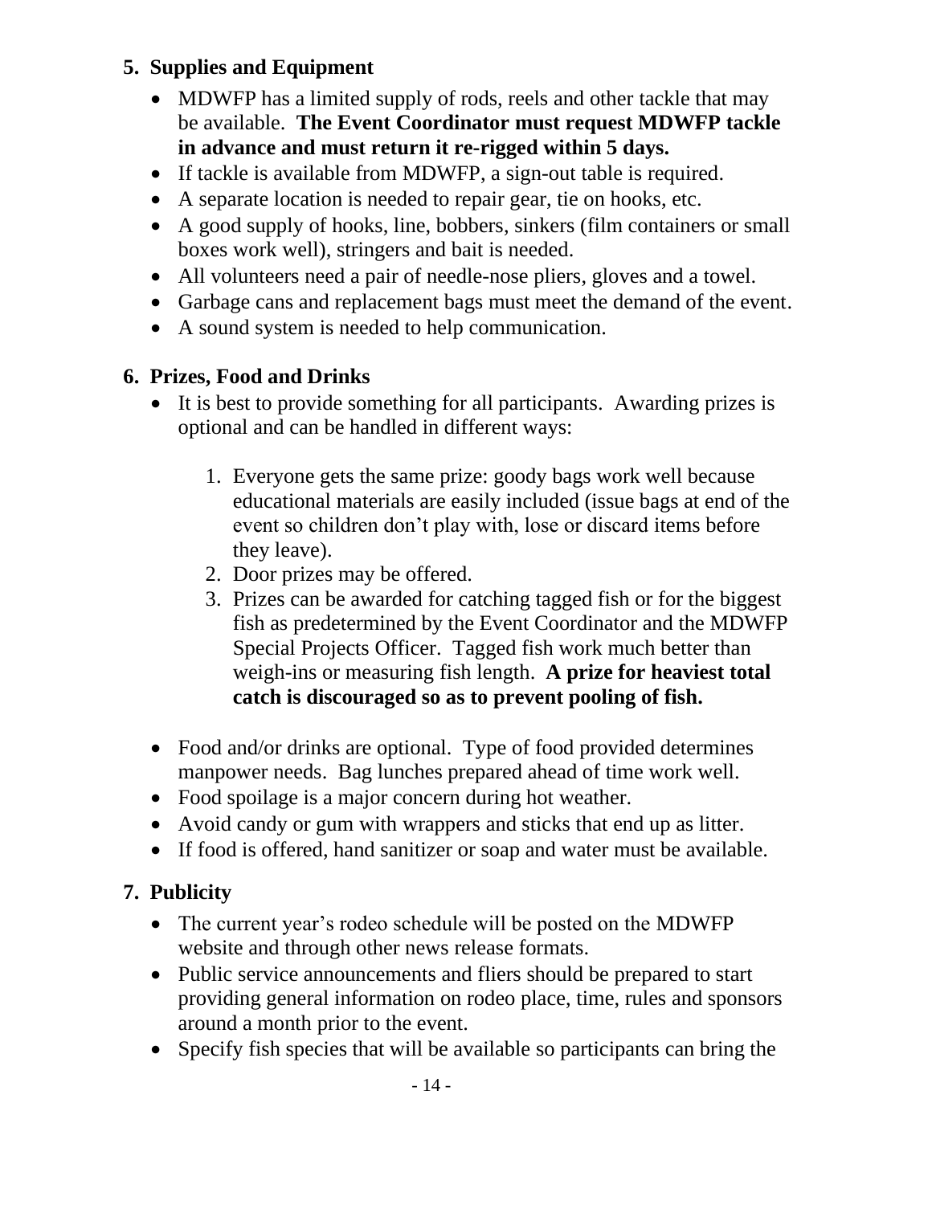## 5. Supplies and Equipment

- MDWFP has a limited supply of rods, reels and other tackle that may be available. **The Event Coordinator must request MDWFP tackle in advance and must return it re-rigged within 5 days.**
- If tackle is available from MDWFP, a sign-out table is required.
- A separate location is needed to repair gear, tie on hooks, etc.
- A good supply of hooks, line, bobbers, sinkers (film containers or small boxes work well), stringers and bait is needed.
- All volunteers need a pair of needle-nose pliers, gloves and a towel.
- Garbage cans and replacement bags must meet the demand of the event.
- A sound system is needed to help communication.

## 6. Prizes, Food and Drinks

- It is best to provide something for all participants. Awarding prizes is optional and can be handled in different ways:

  1. Everyone gets the same prize: goody bags work well because educational materials are easily included (issue bags at end of the event so children don't play with, lose or discard items before they leave).
  2. Door prizes may be offered.
  3. Prizes can be awarded for catching tagged fish or for the biggest fish as predetermined by the Event Coordinator and the MDWFP Special Projects Officer. Tagged fish work much better than weigh-ins or measuring fish length. **A prize for heaviest total catch is discouraged so as to prevent pooling of fish.**

- Food and/or drinks are optional. Type of food provided determines manpower needs. Bag lunches prepared ahead of time work well.
- Food spoilage is a major concern during hot weather.
- Avoid candy or gum with wrappers and sticks that end up as litter.
- If food is offered, hand sanitizer or soap and water must be available.

## 7. Publicity

- The current year's rodeo schedule will be posted on the MDWFP website and through other news release formats.
- Public service announcements and fliers should be prepared to start providing general information on rodeo place, time, rules and sponsors around a month prior to the event.
- Specify fish species that will be available so participants can bring the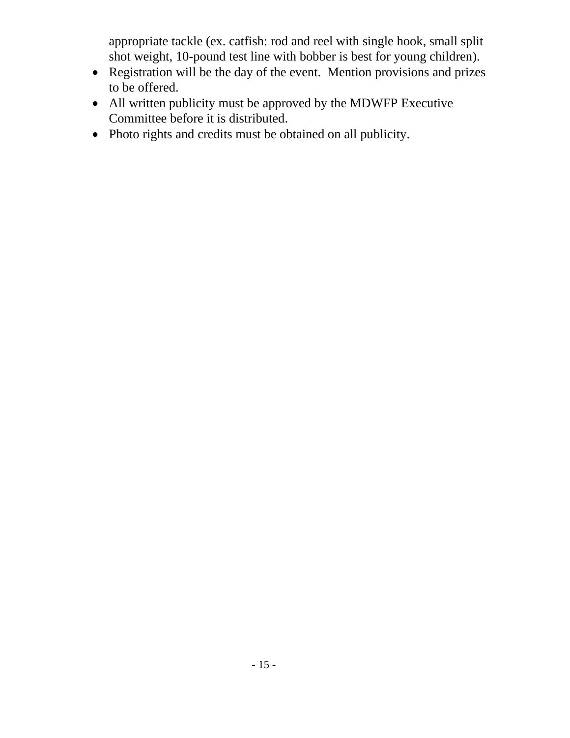appropriate tackle (ex. catfish: rod and reel with single hook, small split shot weight, 10-pound test line with bobber is best for young children).

- Registration will be the day of the event. Mention provisions and prizes to be offered.
- All written publicity must be approved by the MDWFP Executive Committee before it is distributed.
- Photo rights and credits must be obtained on all publicity.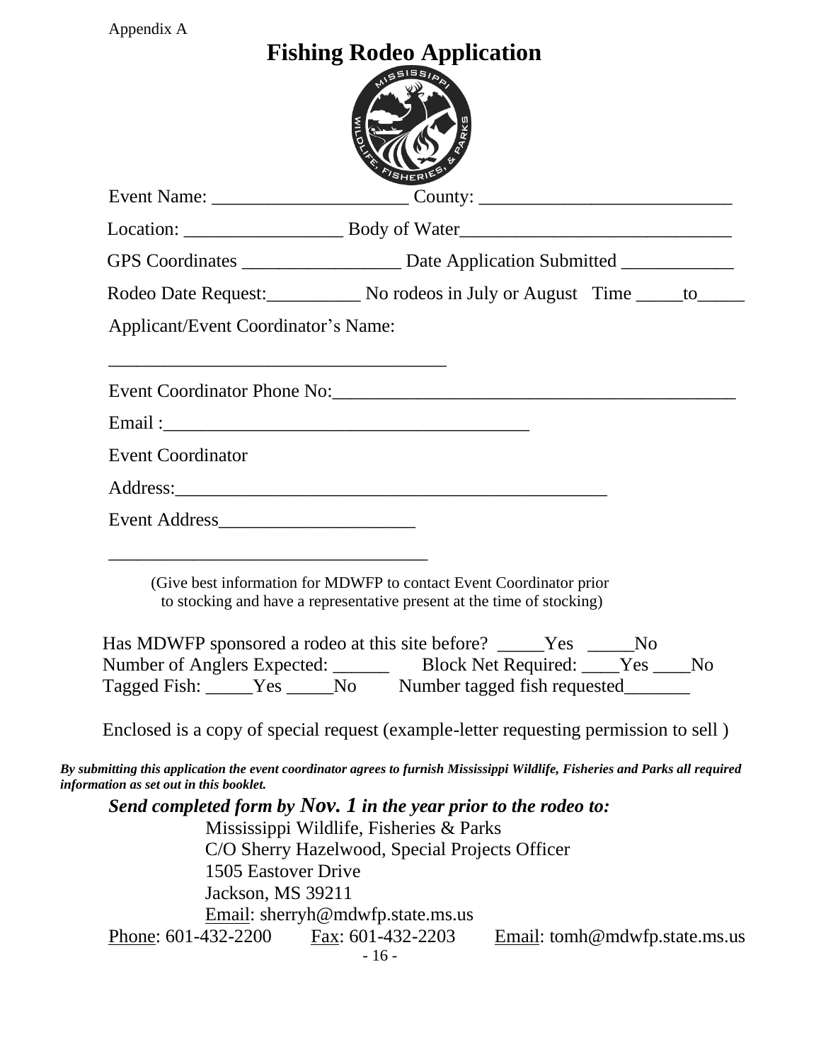Appendix A

# Fishing Rodeo Application

Event Name: ____________________ County: __________________________

Location: ________________ Body of Water____________________________

GPS Coordinates ________________ Date Application Submitted ___________

Rodeo Date Request:__________ No rodeos in July or August Time _____to_____

Applicant/Event Coordinator's Name:

___________________________________

Event Coordinator Phone No:__________________________________________

Email :_______________________________________

Event Coordinator

Address:______________________________________________

Event Address____________________

___________________________________

(Give best information for MDWFP to contact Event Coordinator prior to stocking and have a representative present at the time of stocking)

Has MDWFP sponsored a rodeo at this site before? _____Yes _____No

Number of Anglers Expected: ______ Block Net Required: ____Yes ____No

Tagged Fish: _____Yes _____No Number tagged fish requested_______

Enclosed is a copy of special request (example-letter requesting permission to sell )

***By submitting this application the event coordinator agrees to furnish Mississippi Wildlife, Fisheries and Parks all required information as set out in this booklet.***

***Send completed form by Nov. 1 in the year prior to the rodeo to:***

Mississippi Wildlife, Fisheries & Parks
C/O Sherry Hazelwood, Special Projects Officer
1505 Eastover Drive
Jackson, MS 39211
Email: sherryh@mdwfp.state.ms.us

Phone: 601-432-2200 Fax: 601-432-2203 Email: tomh@mdwfp.state.ms.us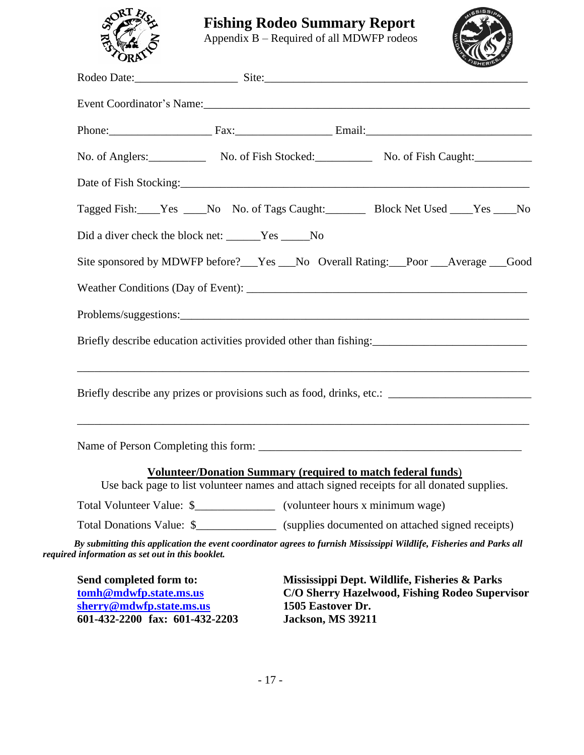# Fishing Rodeo Summary Report

Appendix B – Required of all MDWFP rodeos

Rodeo Date:_________________ Site:_____________________________________________

Event Coordinator's Name:__________________________________________________________

Phone:_________________ Fax:________________ Email:____________________________

No. of Anglers:__________ No. of Fish Stocked:__________ No. of Fish Caught:__________

Date of Fish Stocking:_____________________________________________________________

Tagged Fish:____Yes ____No No. of Tags Caught:_______ Block Net Used ____Yes ____No

Did a diver check the block net: ______Yes _____No

Site sponsored by MDWFP before?___Yes ___No Overall Rating:___Poor ___Average ___Good

Weather Conditions (Day of Event): ________________________________________________

Problems/suggestions:_____________________________________________________________

Briefly describe education activities provided other than fishing:___________________________

_____________________________________________________________________________

Briefly describe any prizes or provisions such as food, drinks, etc.: ________________________

_____________________________________________________________________________

Name of Person Completing this form: ______________________________________________

**Volunteer/Donation Summary (required to match federal funds)**

Use back page to list volunteer names and attach signed receipts for all donated supplies.

Total Volunteer Value: $_____________ (volunteer hours x minimum wage)

Total Donations Value: $_____________ (supplies documented on attached signed receipts)

***By submitting this application the event coordinator agrees to furnish Mississippi Wildlife, Fisheries and Parks all required information as set out in this booklet.***

**Send completed form to:**
**tomh@mdwfp.state.ms.us**
**sherry@mdwfp.state.ms.us**
**601-432-2200 fax: 601-432-2203**

**Mississippi Dept. Wildlife, Fisheries & Parks**
**C/O Sherry Hazelwood, Fishing Rodeo Supervisor**
**1505 Eastover Dr.**
**Jackson, MS 39211**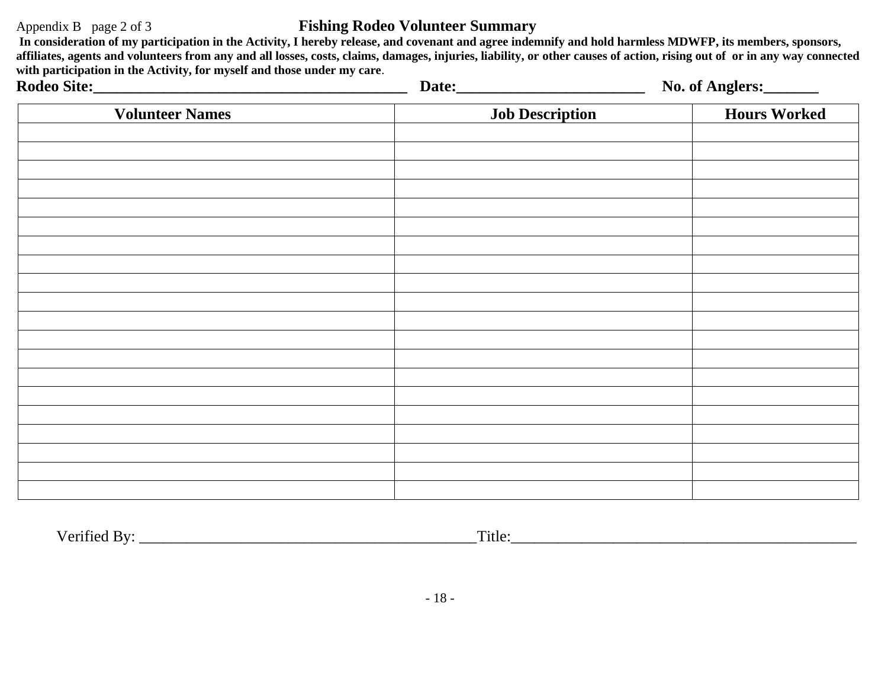Appendix B page 2 of 3

# Fishing Rodeo Volunteer Summary

**In consideration of my participation in the Activity, I hereby release, and covenant and agree indemnify and hold harmless MDWFP, its members, sponsors, affiliates, agents and volunteers from any and all losses, costs, claims, damages, injuries, liability, or other causes of action, rising out of or in any way connected with participation in the Activity, for myself and those under my care**.

**Rodeo Site:_________________________________________ Date:________________________ No. of Anglers:_______**

| Volunteer Names | Job Description | Hours Worked |
|---|---|---|
| | | |
| | | |
| | | |
| | | |
| | | |
| | | |
| | | |
| | | |
| | | |
| | | |
| | | |
| | | |
| | | |
| | | |
| | | |
| | | |
| | | |
| | | |
| | | |
| | | |

Verified By: ___________________________________________Title:_____________________________________________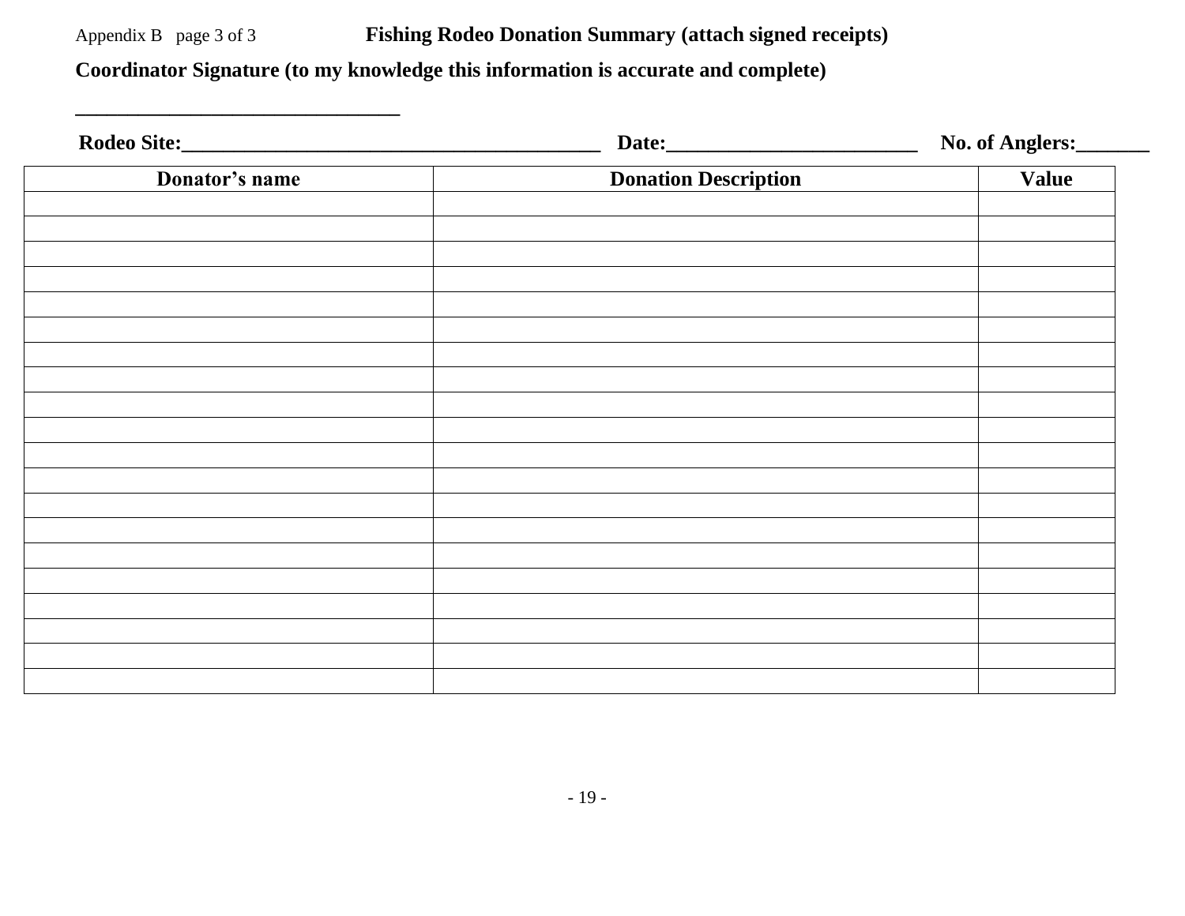Appendix B page 3 of 3 **Fishing Rodeo Donation Summary (attach signed receipts)**

**Coordinator Signature (to my knowledge this information is accurate and complete)**

**_______________________________**

**Rodeo Site:________________________________________ Date:________________________ No. of Anglers:_______**

| Donator's name | Donation Description | Value |
|---|---|---|
| | | |
| | | |
| | | |
| | | |
| | | |
| | | |
| | | |
| | | |
| | | |
| | | |
| | | |
| | | |
| | | |
| | | |
| | | |
| | | |
| | | |
| | | |
| | | |
| | | |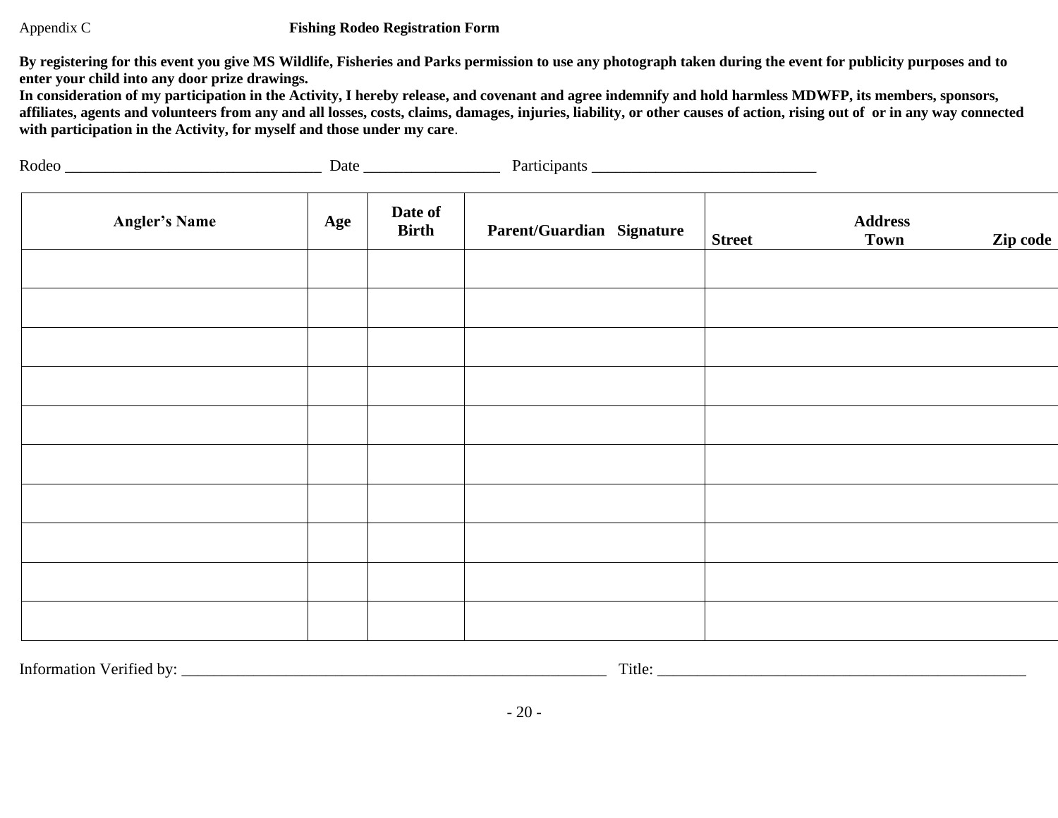Appendix C **Fishing Rodeo Registration Form**

**By registering for this event you give MS Wildlife, Fisheries and Parks permission to use any photograph taken during the event for publicity purposes and to enter your child into any door prize drawings.**
**In consideration of my participation in the Activity, I hereby release, and covenant and agree indemnify and hold harmless MDWFP, its members, sponsors, affiliates, agents and volunteers from any and all losses, costs, claims, damages, injuries, liability, or other causes of action, rising out of or in any way connected with participation in the Activity, for myself and those under my care**.

Rodeo ________________________________ Date _________________ Participants ____________________________

| Angler's Name | Age | Date of Birth | Parent/Guardian Signature | Address<br>Street Town Zip code |
|---|---|---|---|---|
| | | | | |
| | | | | |
| | | | | |
| | | | | |
| | | | | |
| | | | | |
| | | | | |
| | | | | |
| | | | | |
| | | | | |

Information Verified by: ______________________________________________________ Title: _______________________________________________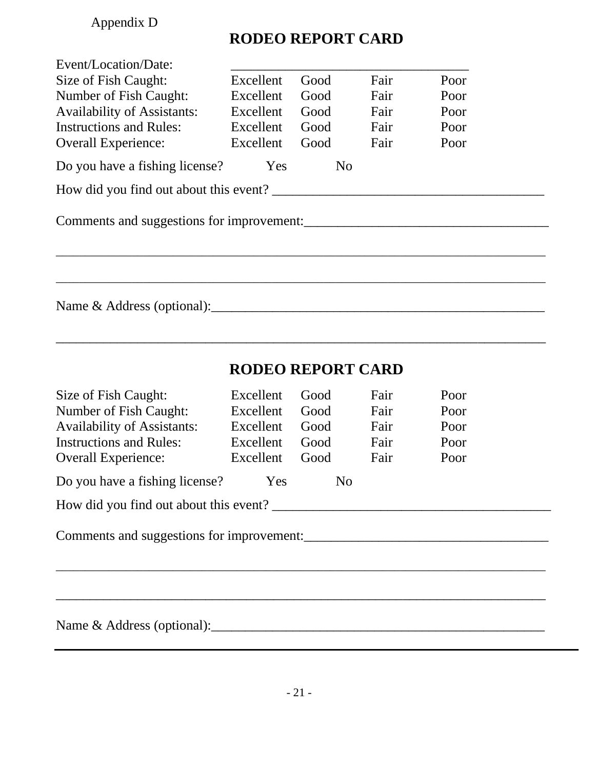Appendix D

# RODEO REPORT CARD

Event/Location/Date: ___________________________________

| | | | | |
|---|---|---|---|---|
| Size of Fish Caught: | Excellent | Good | Fair | Poor |
| Number of Fish Caught: | Excellent | Good | Fair | Poor |
| Availability of Assistants: | Excellent | Good | Fair | Poor |
| Instructions and Rules: | Excellent | Good | Fair | Poor |
| Overall Experience: | Excellent | Good | Fair | Poor |

Do you have a fishing license? Yes No

How did you find out about this event? _______________________________________

Comments and suggestions for improvement:___________________________________

_________________________________________________________________________

_________________________________________________________________________

Name & Address (optional):_________________________________________________

_________________________________________________________________________

# RODEO REPORT CARD

| | | | | |
|---|---|---|---|---|
| Size of Fish Caught: | Excellent | Good | Fair | Poor |
| Number of Fish Caught: | Excellent | Good | Fair | Poor |
| Availability of Assistants: | Excellent | Good | Fair | Poor |
| Instructions and Rules: | Excellent | Good | Fair | Poor |
| Overall Experience: | Excellent | Good | Fair | Poor |

Do you have a fishing license? Yes No

How did you find out about this event? _________________________________________

Comments and suggestions for improvement:___________________________________

_________________________________________________________________________

_________________________________________________________________________

Name & Address (optional):_________________________________________________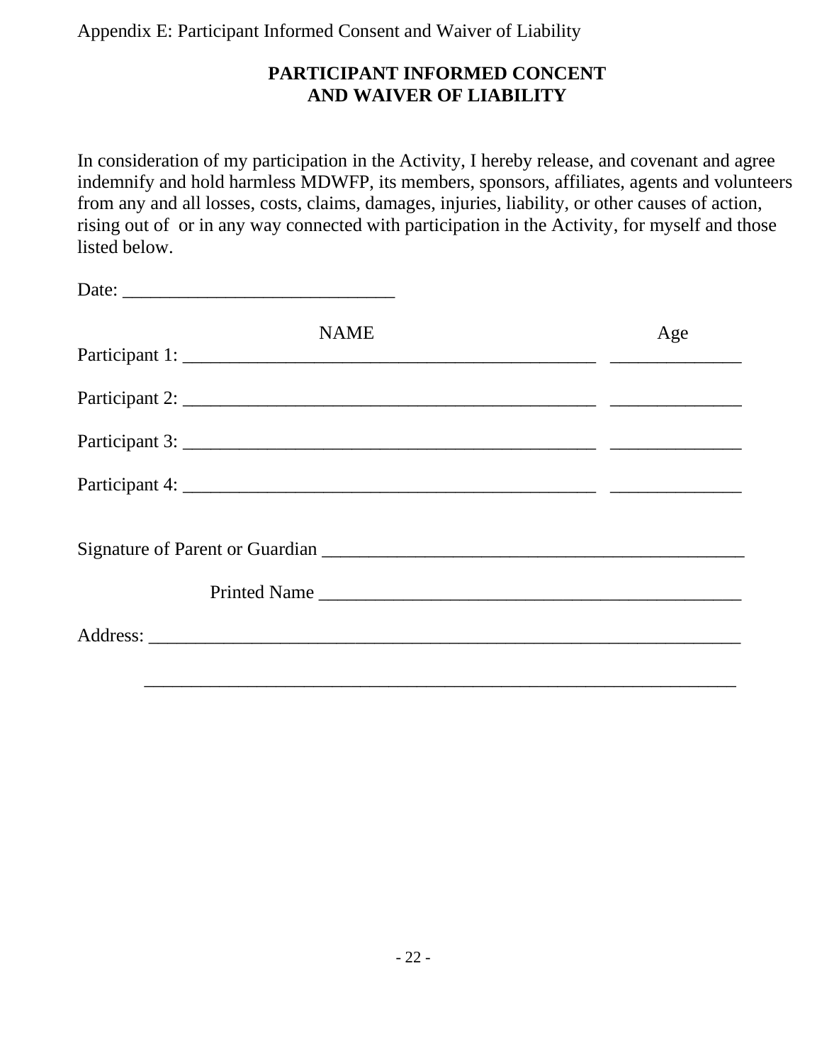Appendix E: Participant Informed Consent and Waiver of Liability

# PARTICIPANT INFORMED CONCENT
# AND WAIVER OF LIABILITY

In consideration of my participation in the Activity, I hereby release, and covenant and agree indemnify and hold harmless MDWFP, its members, sponsors, affiliates, agents and volunteers from any and all losses, costs, claims, damages, injuries, liability, or other causes of action, rising out of or in any way connected with participation in the Activity, for myself and those listed below.

Date: ______________________________

| | NAME | Age |
|---|---|---|
| Participant 1: | _____________________________________________ | ______________ |
| Participant 2: | _____________________________________________ | ______________ |
| Participant 3: | _____________________________________________ | ______________ |
| Participant 4: | _____________________________________________ | ______________ |

Signature of Parent or Guardian ______________________________________________

Printed Name ______________________________________________

Address: _________________________________________________________________

_________________________________________________________________